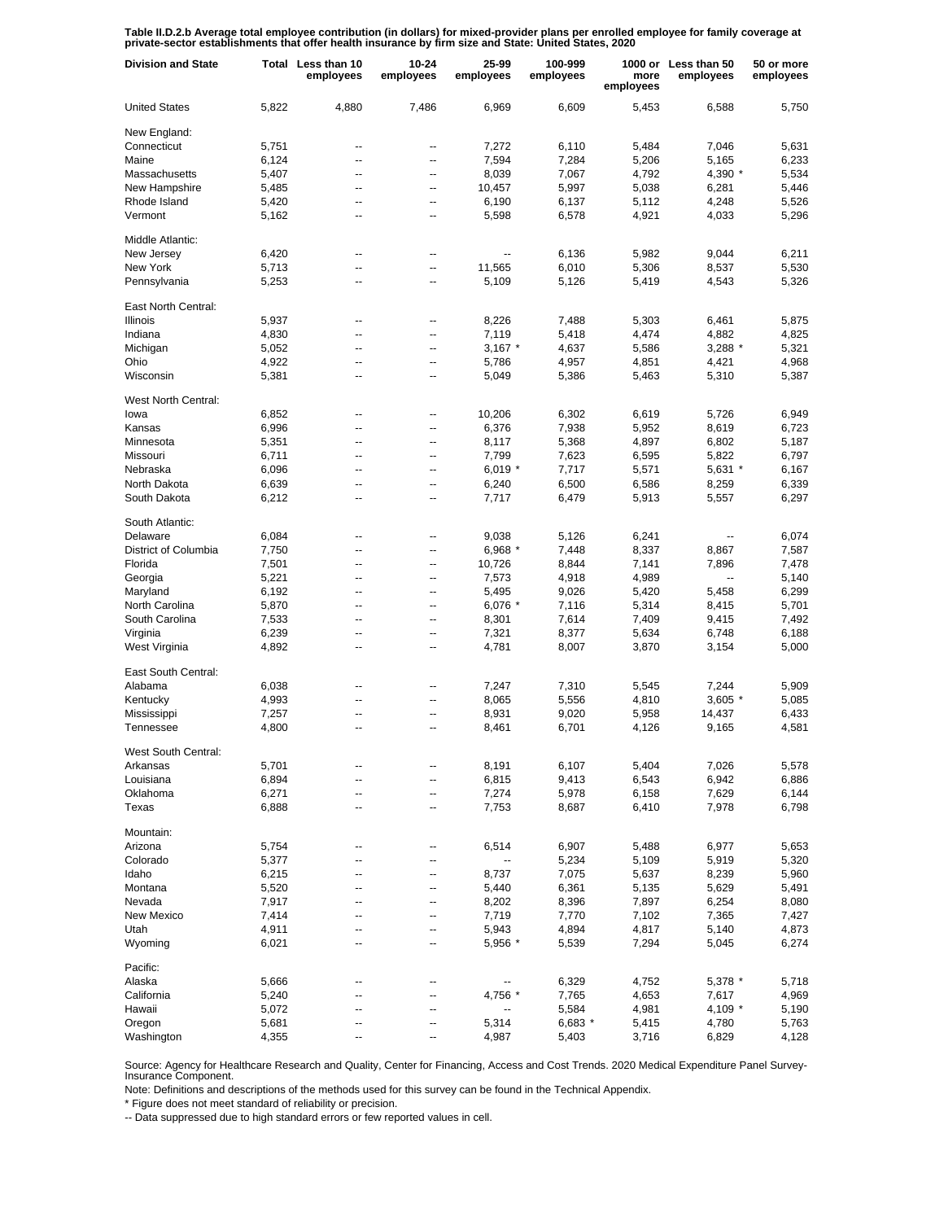**Table II.D.2.b Average total employee contribution (in dollars) for mixed-provider plans per enrolled employee for family coverage at private-sector establishments that offer health insurance by firm size and State: United States, 2020**

| Division and State | Total | Less than 10 employees | 10-24 employees | 25-99 employees | 100-999 employees | 1000 or more employees | Less than 50 employees | 50 or more employees |
|---|---|---|---|---|---|---|---|---|
| United States | 5,822 | 4,880 | 7,486 | 6,969 | 6,609 | 5,453 | 6,588 | 5,750 |
| New England: | | | | | | | | |
| Connecticut | 5,751 | -- | -- | 7,272 | 6,110 | 5,484 | 7,046 | 5,631 |
| Maine | 6,124 | -- | -- | 7,594 | 7,284 | 5,206 | 5,165 | 6,233 |
| Massachusetts | 5,407 | -- | -- | 8,039 | 7,067 | 4,792 | 4,390 * | 5,534 |
| New Hampshire | 5,485 | -- | -- | 10,457 | 5,997 | 5,038 | 6,281 | 5,446 |
| Rhode Island | 5,420 | -- | -- | 6,190 | 6,137 | 5,112 | 4,248 | 5,526 |
| Vermont | 5,162 | -- | -- | 5,598 | 6,578 | 4,921 | 4,033 | 5,296 |
| Middle Atlantic: | | | | | | | | |
| New Jersey | 6,420 | -- | -- | -- | 6,136 | 5,982 | 9,044 | 6,211 |
| New York | 5,713 | -- | -- | 11,565 | 6,010 | 5,306 | 8,537 | 5,530 |
| Pennsylvania | 5,253 | -- | -- | 5,109 | 5,126 | 5,419 | 4,543 | 5,326 |
| East North Central: | | | | | | | | |
| Illinois | 5,937 | -- | -- | 8,226 | 7,488 | 5,303 | 6,461 | 5,875 |
| Indiana | 4,830 | -- | -- | 7,119 | 5,418 | 4,474 | 4,882 | 4,825 |
| Michigan | 5,052 | -- | -- | 3,167 * | 4,637 | 5,586 | 3,288 * | 5,321 |
| Ohio | 4,922 | -- | -- | 5,786 | 4,957 | 4,851 | 4,421 | 4,968 |
| Wisconsin | 5,381 | -- | -- | 5,049 | 5,386 | 5,463 | 5,310 | 5,387 |
| West North Central: | | | | | | | | |
| Iowa | 6,852 | -- | -- | 10,206 | 6,302 | 6,619 | 5,726 | 6,949 |
| Kansas | 6,996 | -- | -- | 6,376 | 7,938 | 5,952 | 8,619 | 6,723 |
| Minnesota | 5,351 | -- | -- | 8,117 | 5,368 | 4,897 | 6,802 | 5,187 |
| Missouri | 6,711 | -- | -- | 7,799 | 7,623 | 6,595 | 5,822 | 6,797 |
| Nebraska | 6,096 | -- | -- | 6,019 * | 7,717 | 5,571 | 5,631 * | 6,167 |
| North Dakota | 6,639 | -- | -- | 6,240 | 6,500 | 6,586 | 8,259 | 6,339 |
| South Dakota | 6,212 | -- | -- | 7,717 | 6,479 | 5,913 | 5,557 | 6,297 |
| South Atlantic: | | | | | | | | |
| Delaware | 6,084 | -- | -- | 9,038 | 5,126 | 6,241 | -- | 6,074 |
| District of Columbia | 7,750 | -- | -- | 6,968 * | 7,448 | 8,337 | 8,867 | 7,587 |
| Florida | 7,501 | -- | -- | 10,726 | 8,844 | 7,141 | 7,896 | 7,478 |
| Georgia | 5,221 | -- | -- | 7,573 | 4,918 | 4,989 | -- | 5,140 |
| Maryland | 6,192 | -- | -- | 5,495 | 9,026 | 5,420 | 5,458 | 6,299 |
| North Carolina | 5,870 | -- | -- | 6,076 * | 7,116 | 5,314 | 8,415 | 5,701 |
| South Carolina | 7,533 | -- | -- | 8,301 | 7,614 | 7,409 | 9,415 | 7,492 |
| Virginia | 6,239 | -- | -- | 7,321 | 8,377 | 5,634 | 6,748 | 6,188 |
| West Virginia | 4,892 | -- | -- | 4,781 | 8,007 | 3,870 | 3,154 | 5,000 |
| East South Central: | | | | | | | | |
| Alabama | 6,038 | -- | -- | 7,247 | 7,310 | 5,545 | 7,244 | 5,909 |
| Kentucky | 4,993 | -- | -- | 8,065 | 5,556 | 4,810 | 3,605 * | 5,085 |
| Mississippi | 7,257 | -- | -- | 8,931 | 9,020 | 5,958 | 14,437 | 6,433 |
| Tennessee | 4,800 | -- | -- | 8,461 | 6,701 | 4,126 | 9,165 | 4,581 |
| West South Central: | | | | | | | | |
| Arkansas | 5,701 | -- | -- | 8,191 | 6,107 | 5,404 | 7,026 | 5,578 |
| Louisiana | 6,894 | -- | -- | 6,815 | 9,413 | 6,543 | 6,942 | 6,886 |
| Oklahoma | 6,271 | -- | -- | 7,274 | 5,978 | 6,158 | 7,629 | 6,144 |
| Texas | 6,888 | -- | -- | 7,753 | 8,687 | 6,410 | 7,978 | 6,798 |
| Mountain: | | | | | | | | |
| Arizona | 5,754 | -- | -- | 6,514 | 6,907 | 5,488 | 6,977 | 5,653 |
| Colorado | 5,377 | -- | -- | -- | 5,234 | 5,109 | 5,919 | 5,320 |
| Idaho | 6,215 | -- | -- | 8,737 | 7,075 | 5,637 | 8,239 | 5,960 |
| Montana | 5,520 | -- | -- | 5,440 | 6,361 | 5,135 | 5,629 | 5,491 |
| Nevada | 7,917 | -- | -- | 8,202 | 8,396 | 7,897 | 6,254 | 8,080 |
| New Mexico | 7,414 | -- | -- | 7,719 | 7,770 | 7,102 | 7,365 | 7,427 |
| Utah | 4,911 | -- | -- | 5,943 | 4,894 | 4,817 | 5,140 | 4,873 |
| Wyoming | 6,021 | -- | -- | 5,956 * | 5,539 | 7,294 | 5,045 | 6,274 |
| Pacific: | | | | | | | | |
| Alaska | 5,666 | -- | -- | -- | 6,329 | 4,752 | 5,378 * | 5,718 |
| California | 5,240 | -- | -- | 4,756 * | 7,765 | 4,653 | 7,617 | 4,969 |
| Hawaii | 5,072 | -- | -- | -- | 5,584 | 4,981 | 4,109 * | 5,190 |
| Oregon | 5,681 | -- | -- | 5,314 | 6,683 * | 5,415 | 4,780 | 5,763 |
| Washington | 4,355 | -- | -- | 4,987 | 5,403 | 3,716 | 6,829 | 4,128 |

Source: Agency for Healthcare Research and Quality, Center for Financing, Access and Cost Trends. 2020 Medical Expenditure Panel Survey-Insurance Component.

Note: Definitions and descriptions of the methods used for this survey can be found in the Technical Appendix.

* Figure does not meet standard of reliability or precision.

-- Data suppressed due to high standard errors or few reported values in cell.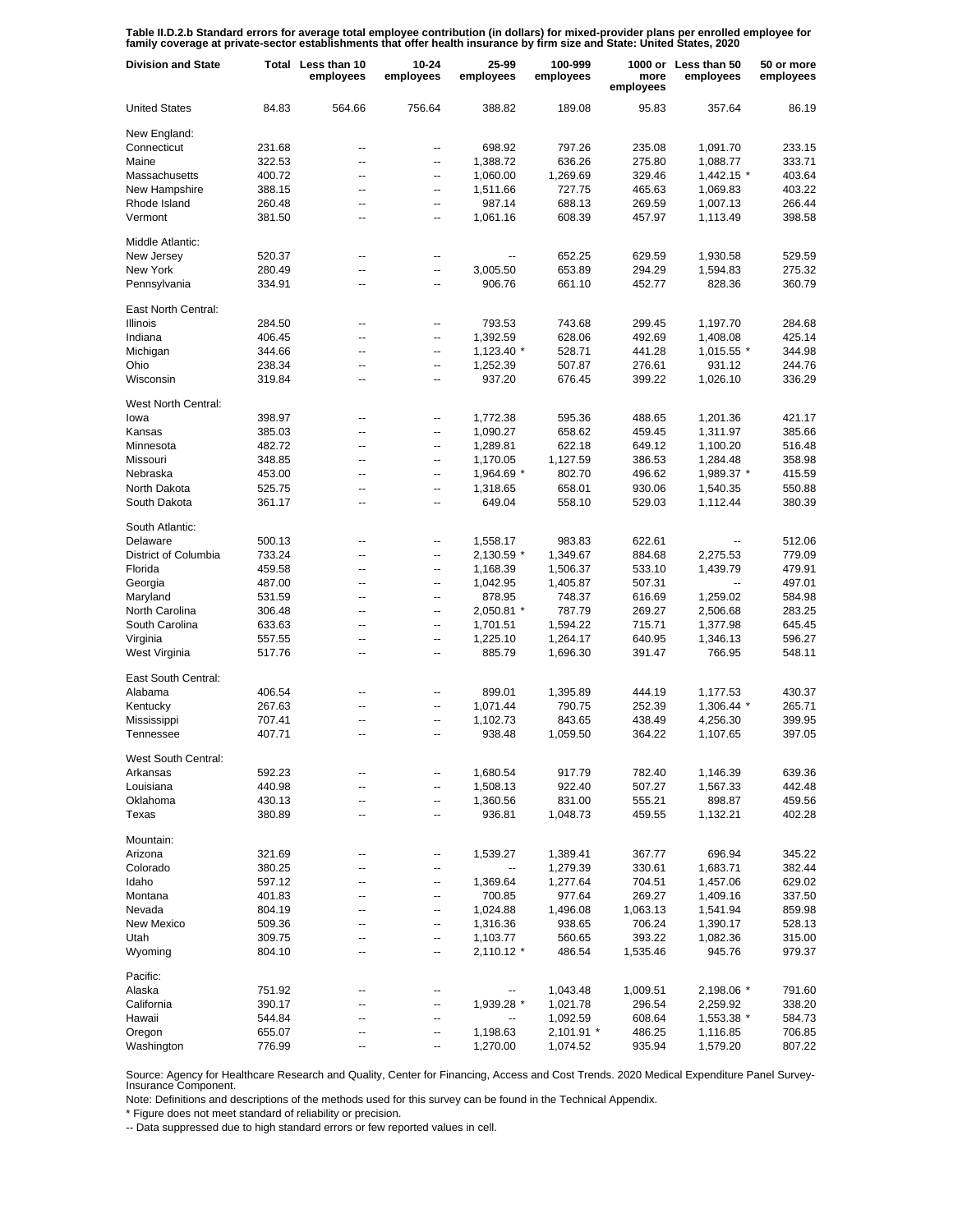**Table II.D.2.b Standard errors for average total employee contribution (in dollars) for mixed-provider plans per enrolled employee for family coverage at private-sector establishments that offer health insurance by firm size and State: United States, 2020**

| Division and State | Total | Less than 10 employees | 10-24 employees | 25-99 employees | 100-999 employees | 1000 or more employees | Less than 50 employees | 50 or more employees |
|---|---|---|---|---|---|---|---|---|
| United States | 84.83 | 564.66 | 756.64 | 388.82 | 189.08 | 95.83 | 357.64 | 86.19 |
| New England: | | | | | | | | |
| Connecticut | 231.68 | -- | -- | 698.92 | 797.26 | 235.08 | 1,091.70 | 233.15 |
| Maine | 322.53 | -- | -- | 1,388.72 | 636.26 | 275.80 | 1,088.77 | 333.71 |
| Massachusetts | 400.72 | -- | -- | 1,060.00 | 1,269.69 | 329.46 | 1,442.15 * | 403.64 |
| New Hampshire | 388.15 | -- | -- | 1,511.66 | 727.75 | 465.63 | 1,069.83 | 403.22 |
| Rhode Island | 260.48 | -- | -- | 987.14 | 688.13 | 269.59 | 1,007.13 | 266.44 |
| Vermont | 381.50 | -- | -- | 1,061.16 | 608.39 | 457.97 | 1,113.49 | 398.58 |
| Middle Atlantic: | | | | | | | | |
| New Jersey | 520.37 | -- | -- | -- | 652.25 | 629.59 | 1,930.58 | 529.59 |
| New York | 280.49 | -- | -- | 3,005.50 | 653.89 | 294.29 | 1,594.83 | 275.32 |
| Pennsylvania | 334.91 | -- | -- | 906.76 | 661.10 | 452.77 | 828.36 | 360.79 |
| East North Central: | | | | | | | | |
| Illinois | 284.50 | -- | -- | 793.53 | 743.68 | 299.45 | 1,197.70 | 284.68 |
| Indiana | 406.45 | -- | -- | 1,392.59 | 628.06 | 492.69 | 1,408.08 | 425.14 |
| Michigan | 344.66 | -- | -- | 1,123.40 * | 528.71 | 441.28 | 1,015.55 * | 344.98 |
| Ohio | 238.34 | -- | -- | 1,252.39 | 507.87 | 276.61 | 931.12 | 244.76 |
| Wisconsin | 319.84 | -- | -- | 937.20 | 676.45 | 399.22 | 1,026.10 | 336.29 |
| West North Central: | | | | | | | | |
| Iowa | 398.97 | -- | -- | 1,772.38 | 595.36 | 488.65 | 1,201.36 | 421.17 |
| Kansas | 385.03 | -- | -- | 1,090.27 | 658.62 | 459.45 | 1,311.97 | 385.66 |
| Minnesota | 482.72 | -- | -- | 1,289.81 | 622.18 | 649.12 | 1,100.20 | 516.48 |
| Missouri | 348.85 | -- | -- | 1,170.05 | 1,127.59 | 386.53 | 1,284.48 | 358.98 |
| Nebraska | 453.00 | -- | -- | 1,964.69 * | 802.70 | 496.62 | 1,989.37 * | 415.59 |
| North Dakota | 525.75 | -- | -- | 1,318.65 | 658.01 | 930.06 | 1,540.35 | 550.88 |
| South Dakota | 361.17 | -- | -- | 649.04 | 558.10 | 529.03 | 1,112.44 | 380.39 |
| South Atlantic: | | | | | | | | |
| Delaware | 500.13 | -- | -- | 1,558.17 | 983.83 | 622.61 | -- | 512.06 |
| District of Columbia | 733.24 | -- | -- | 2,130.59 * | 1,349.67 | 884.68 | 2,275.53 | 779.09 |
| Florida | 459.58 | -- | -- | 1,168.39 | 1,506.37 | 533.10 | 1,439.79 | 479.91 |
| Georgia | 487.00 | -- | -- | 1,042.95 | 1,405.87 | 507.31 | -- | 497.01 |
| Maryland | 531.59 | -- | -- | 878.95 | 748.37 | 616.69 | 1,259.02 | 584.98 |
| North Carolina | 306.48 | -- | -- | 2,050.81 * | 787.79 | 269.27 | 2,506.68 | 283.25 |
| South Carolina | 633.63 | -- | -- | 1,701.51 | 1,594.22 | 715.71 | 1,377.98 | 645.45 |
| Virginia | 557.55 | -- | -- | 1,225.10 | 1,264.17 | 640.95 | 1,346.13 | 596.27 |
| West Virginia | 517.76 | -- | -- | 885.79 | 1,696.30 | 391.47 | 766.95 | 548.11 |
| East South Central: | | | | | | | | |
| Alabama | 406.54 | -- | -- | 899.01 | 1,395.89 | 444.19 | 1,177.53 | 430.37 |
| Kentucky | 267.63 | -- | -- | 1,071.44 | 790.75 | 252.39 | 1,306.44 * | 265.71 |
| Mississippi | 707.41 | -- | -- | 1,102.73 | 843.65 | 438.49 | 4,256.30 | 399.95 |
| Tennessee | 407.71 | -- | -- | 938.48 | 1,059.50 | 364.22 | 1,107.65 | 397.05 |
| West South Central: | | | | | | | | |
| Arkansas | 592.23 | -- | -- | 1,680.54 | 917.79 | 782.40 | 1,146.39 | 639.36 |
| Louisiana | 440.98 | -- | -- | 1,508.13 | 922.40 | 507.27 | 1,567.33 | 442.48 |
| Oklahoma | 430.13 | -- | -- | 1,360.56 | 831.00 | 555.21 | 898.87 | 459.56 |
| Texas | 380.89 | -- | -- | 936.81 | 1,048.73 | 459.55 | 1,132.21 | 402.28 |
| Mountain: | | | | | | | | |
| Arizona | 321.69 | -- | -- | 1,539.27 | 1,389.41 | 367.77 | 696.94 | 345.22 |
| Colorado | 380.25 | -- | -- | -- | 1,279.39 | 330.61 | 1,683.71 | 382.44 |
| Idaho | 597.12 | -- | -- | 1,369.64 | 1,277.64 | 704.51 | 1,457.06 | 629.02 |
| Montana | 401.83 | -- | -- | 700.85 | 977.64 | 269.27 | 1,409.16 | 337.50 |
| Nevada | 804.19 | -- | -- | 1,024.88 | 1,496.08 | 1,063.13 | 1,541.94 | 859.98 |
| New Mexico | 509.36 | -- | -- | 1,316.36 | 938.65 | 706.24 | 1,390.17 | 528.13 |
| Utah | 309.75 | -- | -- | 1,103.77 | 560.65 | 393.22 | 1,082.36 | 315.00 |
| Wyoming | 804.10 | -- | -- | 2,110.12 * | 486.54 | 1,535.46 | 945.76 | 979.37 |
| Pacific: | | | | | | | | |
| Alaska | 751.92 | -- | -- | -- | 1,043.48 | 1,009.51 | 2,198.06 * | 791.60 |
| California | 390.17 | -- | -- | 1,939.28 * | 1,021.78 | 296.54 | 2,259.92 | 338.20 |
| Hawaii | 544.84 | -- | -- | -- | 1,092.59 | 608.64 | 1,553.38 * | 584.73 |
| Oregon | 655.07 | -- | -- | 1,198.63 | 2,101.91 * | 486.25 | 1,116.85 | 706.85 |
| Washington | 776.99 | -- | -- | 1,270.00 | 1,074.52 | 935.94 | 1,579.20 | 807.22 |

Source: Agency for Healthcare Research and Quality, Center for Financing, Access and Cost Trends. 2020 Medical Expenditure Panel Survey-Insurance Component.

Note: Definitions and descriptions of the methods used for this survey can be found in the Technical Appendix.

* Figure does not meet standard of reliability or precision.

-- Data suppressed due to high standard errors or few reported values in cell.